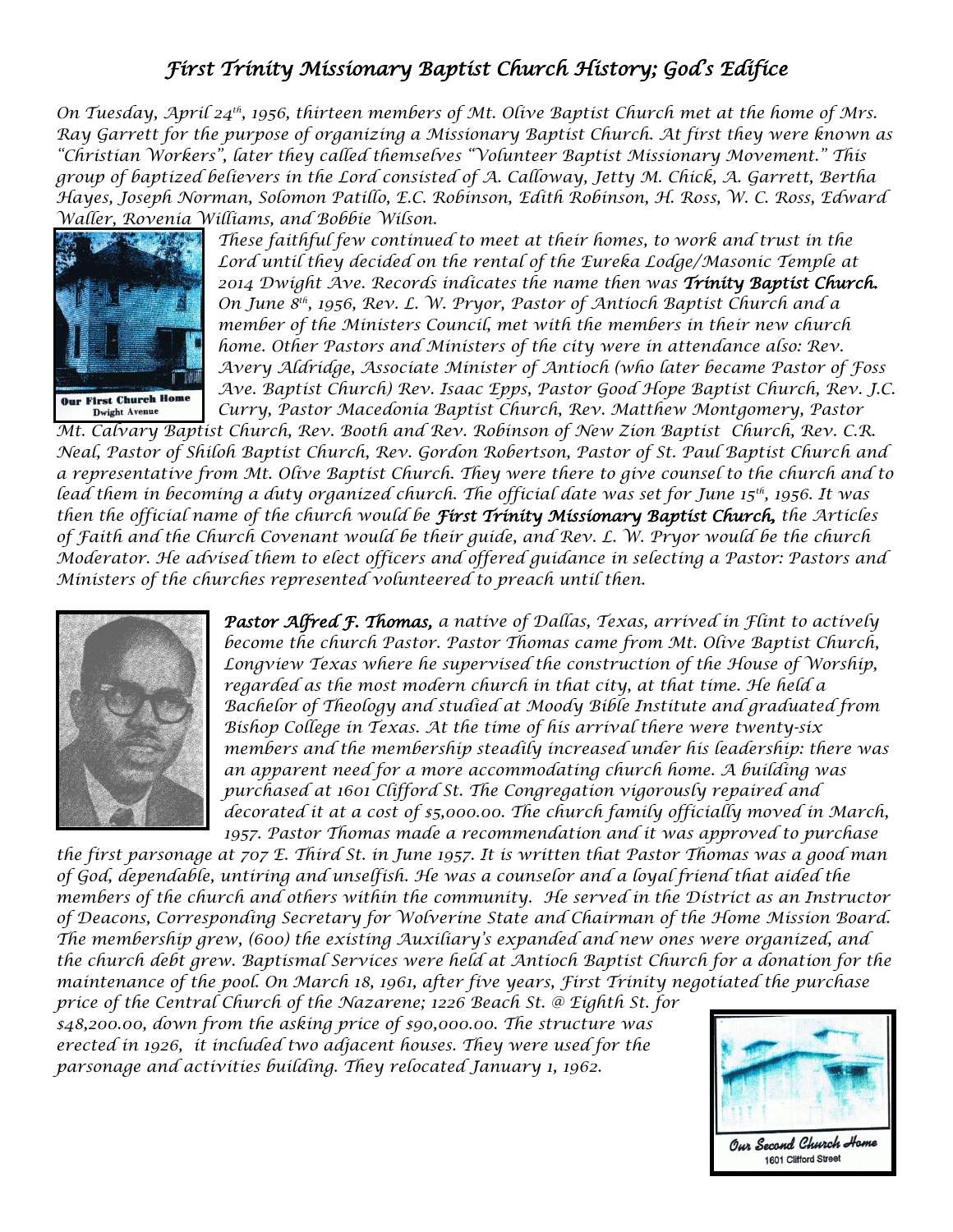# First Trinity Missionary Baptist Church History; God's Edifice

On Tuesday, April 24th, 1956, thirteen members of Mt. Olive Baptist Church met at the home of Mrs. Ray Garrett for the purpose of organizing a Missionary Baptist Church. At first they were known as "Christian Workers", later they called themselves "Volunteer Baptist Missionary Movement." This group of baptized believers in the Lord consisted of A. Calloway, Jetty M. Chick, A. Garrett, Bertha Hayes, Joseph Norman, Solomon Patillo, E.C. Robinson, Edith Robinson, H. Ross, W. C. Ross, Edward Waller, Rovenia Williams, and Bobbie Wilson.

Our First Church Home
Dwight Avenue

These faithful few continued to meet at their homes, to work and trust in the Lord until they decided on the rental of the Eureka Lodge/Masonic Temple at 2014 Dwight Ave. Records indicates the name then was ***Trinity Baptist Church.*** On June 8th, 1956, Rev. L. W. Pryor, Pastor of Antioch Baptist Church and a member of the Ministers Council, met with the members in their new church home. Other Pastors and Ministers of the city were in attendance also: Rev. Avery Aldridge, Associate Minister of Antioch (who later became Pastor of Foss Ave. Baptist Church) Rev. Isaac Epps, Pastor Good Hope Baptist Church, Rev. J.C. Curry, Pastor Macedonia Baptist Church, Rev. Matthew Montgomery, Pastor Mt. Calvary Baptist Church, Rev. Booth and Rev. Robinson of New Zion Baptist Church, Rev. C.R. Neal, Pastor of Shiloh Baptist Church, Rev. Gordon Robertson, Pastor of St. Paul Baptist Church and a representative from Mt. Olive Baptist Church. They were there to give counsel to the church and to lead them in becoming a duty organized church. The official date was set for June 15th, 1956. It was then the official name of the church would be ***First Trinity Missionary Baptist Church,*** the Articles of Faith and the Church Covenant would be their guide, and Rev. L. W. Pryor would be the church Moderator. He advised them to elect officers and offered guidance in selecting a Pastor: Pastors and Ministers of the churches represented volunteered to preach until then.

***Pastor Alfred F. Thomas,*** a native of Dallas, Texas, arrived in Flint to actively become the church Pastor. Pastor Thomas came from Mt. Olive Baptist Church, Longview Texas where he supervised the construction of the House of Worship, regarded as the most modern church in that city, at that time. He held a Bachelor of Theology and studied at Moody Bible Institute and graduated from Bishop College in Texas. At the time of his arrival there were twenty-six members and the membership steadily increased under his leadership: there was an apparent need for a more accommodating church home. A building was purchased at 1601 Clifford St. The Congregation vigorously repaired and decorated it at a cost of $5,000.00. The church family officially moved in March, 1957. Pastor Thomas made a recommendation and it was approved to purchase the first parsonage at 707 E. Third St. in June 1957. It is written that Pastor Thomas was a good man of God, dependable, untiring and unselfish. He was a counselor and a loyal friend that aided the members of the church and others within the community. He served in the District as an Instructor of Deacons, Corresponding Secretary for Wolverine State and Chairman of the Home Mission Board. The membership grew, (600) the existing Auxiliary's expanded and new ones were organized, and the church debt grew. Baptismal Services were held at Antioch Baptist Church for a donation for the maintenance of the pool. On March 18, 1961, after five years, First Trinity negotiated the purchase price of the Central Church of the Nazarene; 1226 Beach St. @ Eighth St. for $48,200.00, down from the asking price of $90,000.00. The structure was erected in 1926, it included two adjacent houses. They were used for the parsonage and activities building. They relocated January 1, 1962.

Our Second Church Home
1601 Clifford Street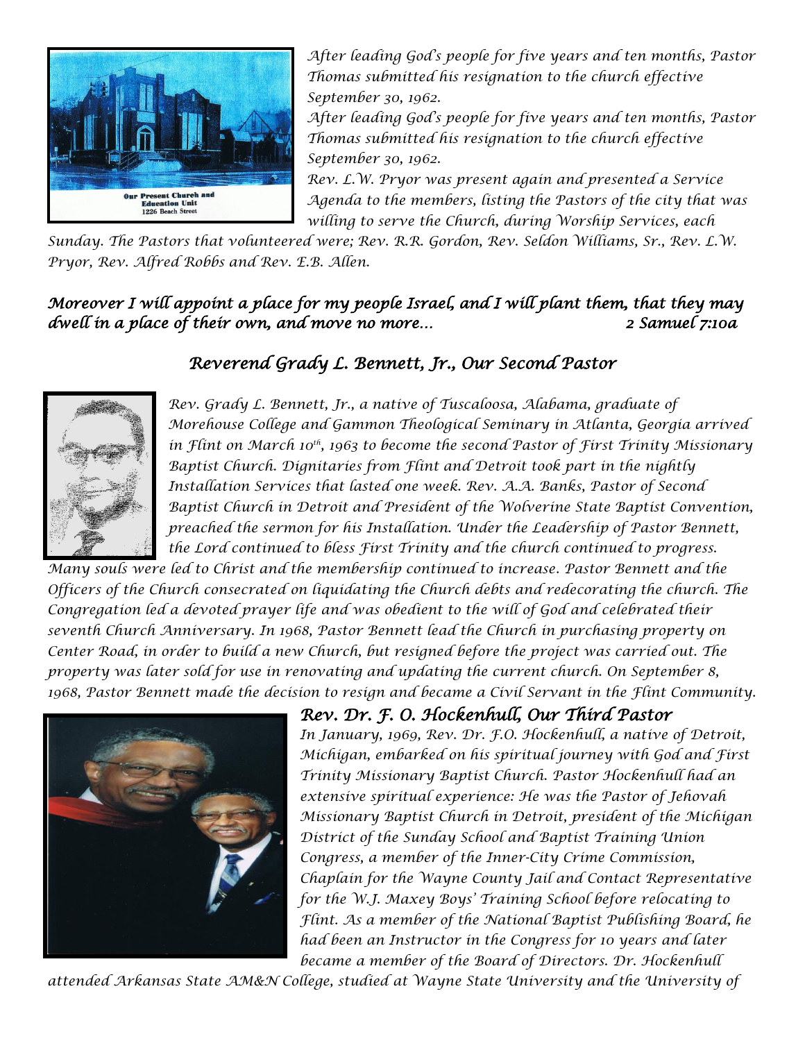Our Present Church and Education Unit 1226 Beach Street

*After leading God's people for five years and ten months, Pastor Thomas submitted his resignation to the church effective September 30, 1962.*

*After leading God's people for five years and ten months, Pastor Thomas submitted his resignation to the church effective September 30, 1962.*

*Rev. L.W. Pryor was present again and presented a Service Agenda to the members, listing the Pastors of the city that was willing to serve the Church, during Worship Services, each Sunday. The Pastors that volunteered were; Rev. R.R. Gordon, Rev. Seldon Williams, Sr., Rev. L.W. Pryor, Rev. Alfred Robbs and Rev. E.B. Allen.*

***Moreover I will appoint a place for my people Israel, and I will plant them, that they may dwell in a place of their own, and move no more... 2 Samuel 7:10a***

## *Reverend Grady L. Bennett, Jr., Our Second Pastor*

*Rev. Grady L. Bennett, Jr., a native of Tuscaloosa, Alabama, graduate of Morehouse College and Gammon Theological Seminary in Atlanta, Georgia arrived in Flint on March 10th, 1963 to become the second Pastor of First Trinity Missionary Baptist Church. Dignitaries from Flint and Detroit took part in the nightly Installation Services that lasted one week. Rev. A.A. Banks, Pastor of Second Baptist Church in Detroit and President of the Wolverine State Baptist Convention, preached the sermon for his Installation. Under the Leadership of Pastor Bennett, the Lord continued to bless First Trinity and the church continued to progress. Many souls were led to Christ and the membership continued to increase. Pastor Bennett and the Officers of the Church consecrated on liquidating the Church debts and redecorating the church. The Congregation led a devoted prayer life and was obedient to the will of God and celebrated their seventh Church Anniversary. In 1968, Pastor Bennett lead the Church in purchasing property on Center Road, in order to build a new Church, but resigned before the project was carried out. The property was later sold for use in renovating and updating the current church. On September 8, 1968, Pastor Bennett made the decision to resign and became a Civil Servant in the Flint Community.*

## *Rev. Dr. F. O. Hockenhull, Our Third Pastor*

*In January, 1969, Rev. Dr. F.O. Hockenhull, a native of Detroit, Michigan, embarked on his spiritual journey with God and First Trinity Missionary Baptist Church. Pastor Hockenhull had an extensive spiritual experience: He was the Pastor of Jehovah Missionary Baptist Church in Detroit, president of the Michigan District of the Sunday School and Baptist Training Union Congress, a member of the Inner-City Crime Commission, Chaplain for the Wayne County Jail and Contact Representative for the W.J. Maxey Boys' Training School before relocating to Flint. As a member of the National Baptist Publishing Board, he had been an Instructor in the Congress for 10 years and later became a member of the Board of Directors. Dr. Hockenhull attended Arkansas State AM&N College, studied at Wayne State University and the University of*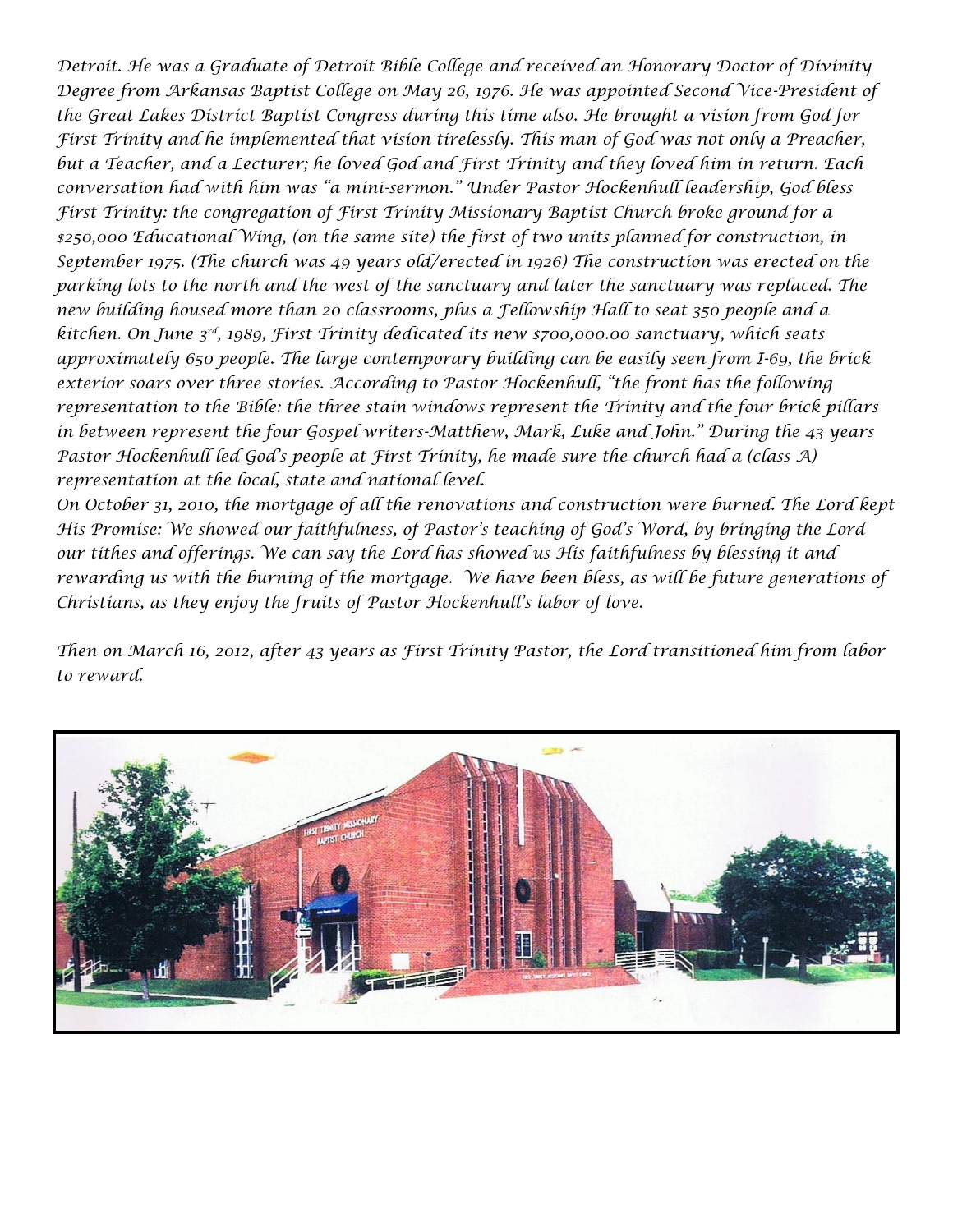*Detroit. He was a Graduate of Detroit Bible College and received an Honorary Doctor of Divinity Degree from Arkansas Baptist College on May 26, 1976. He was appointed Second Vice-President of the Great Lakes District Baptist Congress during this time also. He brought a vision from God for First Trinity and he implemented that vision tirelessly. This man of God was not only a Preacher, but a Teacher, and a Lecturer; he loved God and First Trinity and they loved him in return. Each conversation had with him was "a mini-sermon." Under Pastor Hockenhull leadership, God bless First Trinity: the congregation of First Trinity Missionary Baptist Church broke ground for a $250,000 Educational Wing, (on the same site) the first of two units planned for construction, in September 1975. (The church was 49 years old/erected in 1926) The construction was erected on the parking lots to the north and the west of the sanctuary and later the sanctuary was replaced. The new building housed more than 20 classrooms, plus a Fellowship Hall to seat 350 people and a kitchen. On June 3rd, 1989, First Trinity dedicated its new $700,000.00 sanctuary, which seats approximately 650 people. The large contemporary building can be easily seen from I-69, the brick exterior soars over three stories. According to Pastor Hockenhull, "the front has the following representation to the Bible: the three stain windows represent the Trinity and the four brick pillars in between represent the four Gospel writers-Matthew, Mark, Luke and John." During the 43 years Pastor Hockenhull led God's people at First Trinity, he made sure the church had a (class A) representation at the local, state and national level.*

*On October 31, 2010, the mortgage of all the renovations and construction were burned. The Lord kept His Promise: We showed our faithfulness, of Pastor's teaching of God's Word, by bringing the Lord our tithes and offerings. We can say the Lord has showed us His faithfulness by blessing it and rewarding us with the burning of the mortgage. We have been bless, as will be future generations of Christians, as they enjoy the fruits of Pastor Hockenhull's labor of love.*

*Then on March 16, 2012, after 43 years as First Trinity Pastor, the Lord transitioned him from labor to reward.*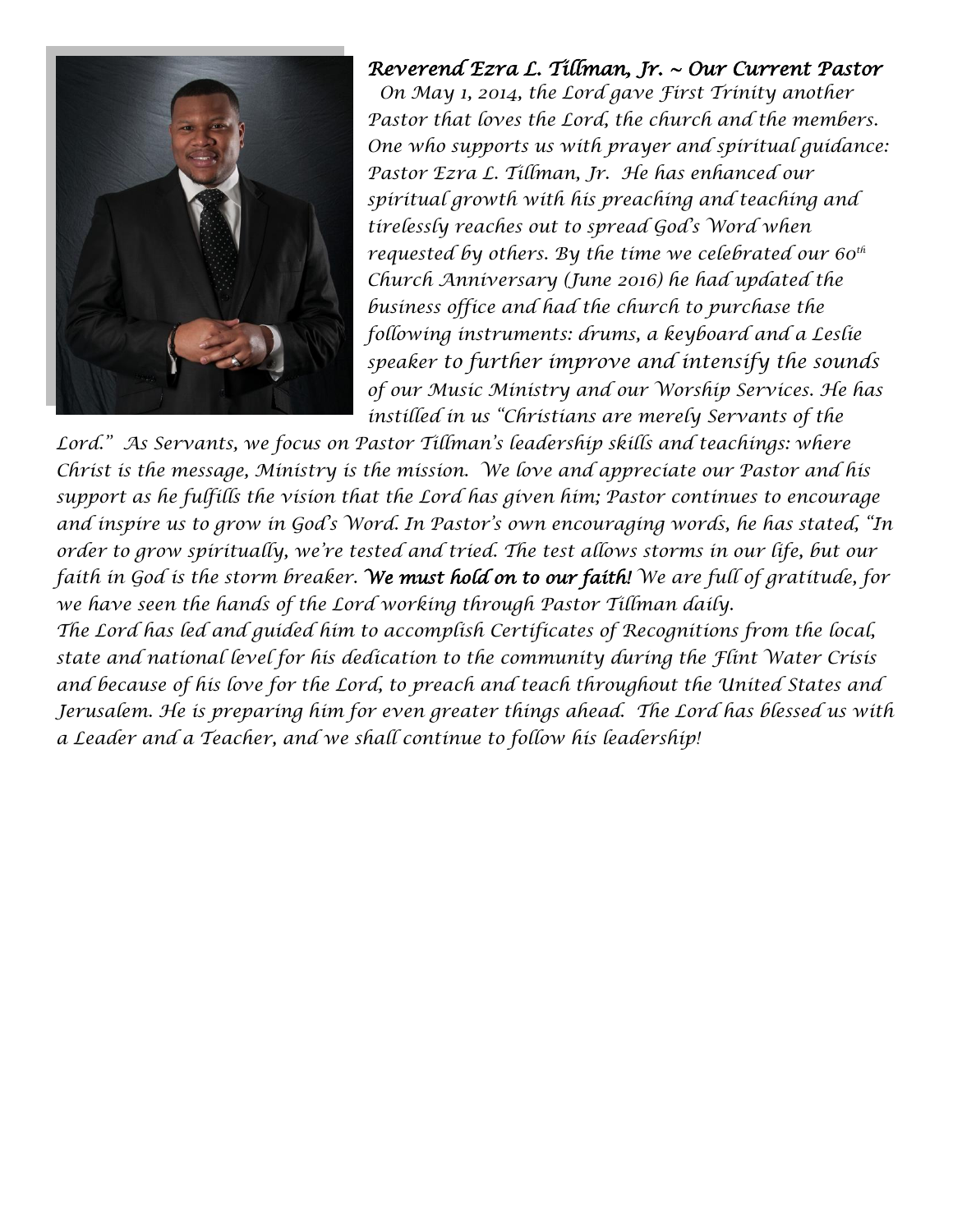### *Reverend Ezra L. Tillman, Jr. ~ Our Current Pastor*

*On May 1, 2014, the Lord gave First Trinity another Pastor that loves the Lord, the church and the members. One who supports us with prayer and spiritual guidance: Pastor Ezra L. Tillman, Jr. He has enhanced our spiritual growth with his preaching and teaching and tirelessly reaches out to spread God's Word when requested by others. By the time we celebrated our 60th Church Anniversary (June 2016) he had updated the business office and had the church to purchase the following instruments: drums, a keyboard and a Leslie speaker to further improve and intensify the sounds of our Music Ministry and our Worship Services. He has instilled in us "Christians are merely Servants of the Lord." As Servants, we focus on Pastor Tillman's leadership skills and teachings: where Christ is the message, Ministry is the mission. We love and appreciate our Pastor and his support as he fulfills the vision that the Lord has given him; Pastor continues to encourage and inspire us to grow in God's Word. In Pastor's own encouraging words, he has stated, "In order to grow spiritually, we're tested and tried. The test allows storms in our life, but our faith in God is the storm breaker.* ***We must hold on to our faith!*** *We are full of gratitude, for we have seen the hands of the Lord working through Pastor Tillman daily.*

*The Lord has led and guided him to accomplish Certificates of Recognitions from the local, state and national level for his dedication to the community during the Flint Water Crisis and because of his love for the Lord, to preach and teach throughout the United States and Jerusalem. He is preparing him for even greater things ahead. The Lord has blessed us with a Leader and a Teacher, and we shall continue to follow his leadership!*